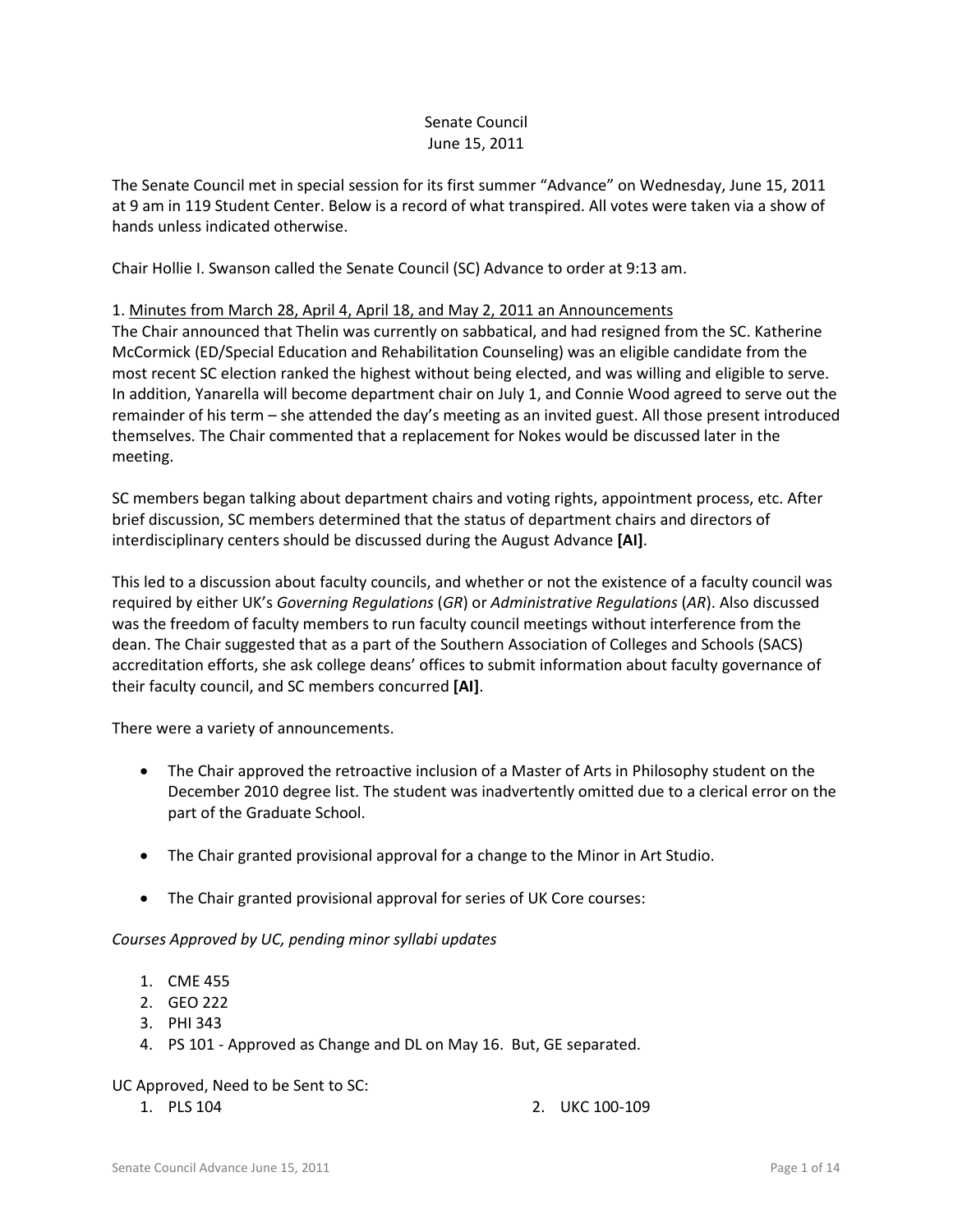Senate Council
June 15, 2011

The Senate Council met in special session for its first summer "Advance" on Wednesday, June 15, 2011 at 9 am in 119 Student Center. Below is a record of what transpired. All votes were taken via a show of hands unless indicated otherwise.

Chair Hollie I. Swanson called the Senate Council (SC) Advance to order at 9:13 am.

1. Minutes from March 28, April 4, April 18, and May 2, 2011 an Announcements

The Chair announced that Thelin was currently on sabbatical, and had resigned from the SC. Katherine McCormick (ED/Special Education and Rehabilitation Counseling) was an eligible candidate from the most recent SC election ranked the highest without being elected, and was willing and eligible to serve. In addition, Yanarella will become department chair on July 1, and Connie Wood agreed to serve out the remainder of his term – she attended the day's meeting as an invited guest. All those present introduced themselves. The Chair commented that a replacement for Nokes would be discussed later in the meeting.

SC members began talking about department chairs and voting rights, appointment process, etc. After brief discussion, SC members determined that the status of department chairs and directors of interdisciplinary centers should be discussed during the August Advance **[AI]**.

This led to a discussion about faculty councils, and whether or not the existence of a faculty council was required by either UK's *Governing Regulations* (*GR*) or *Administrative Regulations* (*AR*). Also discussed was the freedom of faculty members to run faculty council meetings without interference from the dean. The Chair suggested that as a part of the Southern Association of Colleges and Schools (SACS) accreditation efforts, she ask college deans' offices to submit information about faculty governance of their faculty council, and SC members concurred **[AI]**.

There were a variety of announcements.

- The Chair approved the retroactive inclusion of a Master of Arts in Philosophy student on the December 2010 degree list. The student was inadvertently omitted due to a clerical error on the part of the Graduate School.

- The Chair granted provisional approval for a change to the Minor in Art Studio.

- The Chair granted provisional approval for series of UK Core courses:

*Courses Approved by UC, pending minor syllabi updates*

1. CME 455
2. GEO 222
3. PHI 343
4. PS 101 - Approved as Change and DL on May 16. But, GE separated.

UC Approved, Need to be Sent to SC:

1. PLS 104
2. UKC 100-109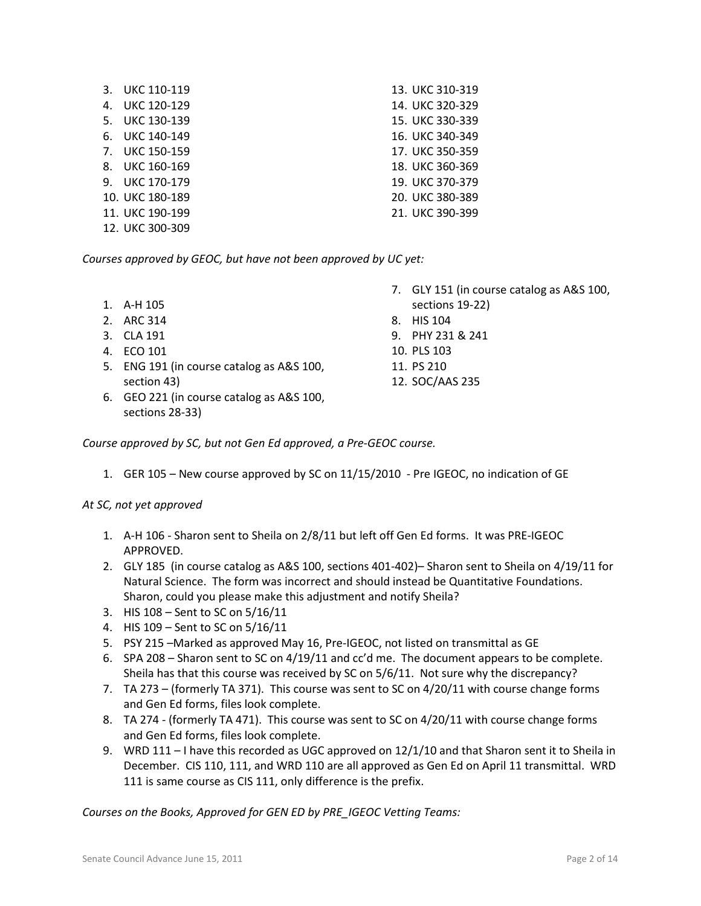3. UKC 110-119
4. UKC 120-129
5. UKC 130-139
6. UKC 140-149
7. UKC 150-159
8. UKC 160-169
9. UKC 170-179
10. UKC 180-189
11. UKC 190-199
12. UKC 300-309
13. UKC 310-319
14. UKC 320-329
15. UKC 330-339
16. UKC 340-349
17. UKC 350-359
18. UKC 360-369
19. UKC 370-379
20. UKC 380-389
21. UKC 390-399

*Courses approved by GEOC, but have not been approved by UC yet:*

1. A-H 105
2. ARC 314
3. CLA 191
4. ECO 101
5. ENG 191 (in course catalog as A&S 100, section 43)
6. GEO 221 (in course catalog as A&S 100, sections 28-33)
7. GLY 151 (in course catalog as A&S 100, sections 19-22)
8. HIS 104
9. PHY 231 & 241
10. PLS 103
11. PS 210
12. SOC/AAS 235

*Course approved by SC, but not Gen Ed approved, a Pre-GEOC course.*

1. GER 105 – New course approved by SC on 11/15/2010 - Pre IGEOC, no indication of GE

*At SC, not yet approved*

1. A-H 106 - Sharon sent to Sheila on 2/8/11 but left off Gen Ed forms. It was PRE-IGEOC APPROVED.
2. GLY 185 (in course catalog as A&S 100, sections 401-402)– Sharon sent to Sheila on 4/19/11 for Natural Science. The form was incorrect and should instead be Quantitative Foundations. Sharon, could you please make this adjustment and notify Sheila?
3. HIS 108 – Sent to SC on 5/16/11
4. HIS 109 – Sent to SC on 5/16/11
5. PSY 215 –Marked as approved May 16, Pre-IGEOC, not listed on transmittal as GE
6. SPA 208 – Sharon sent to SC on 4/19/11 and cc'd me. The document appears to be complete. Sheila has that this course was received by SC on 5/6/11. Not sure why the discrepancy?
7. TA 273 – (formerly TA 371). This course was sent to SC on 4/20/11 with course change forms and Gen Ed forms, files look complete.
8. TA 274 - (formerly TA 471). This course was sent to SC on 4/20/11 with course change forms and Gen Ed forms, files look complete.
9. WRD 111 – I have this recorded as UGC approved on 12/1/10 and that Sharon sent it to Sheila in December. CIS 110, 111, and WRD 110 are all approved as Gen Ed on April 11 transmittal. WRD 111 is same course as CIS 111, only difference is the prefix.

*Courses on the Books, Approved for GEN ED by PRE_IGEOC Vetting Teams:*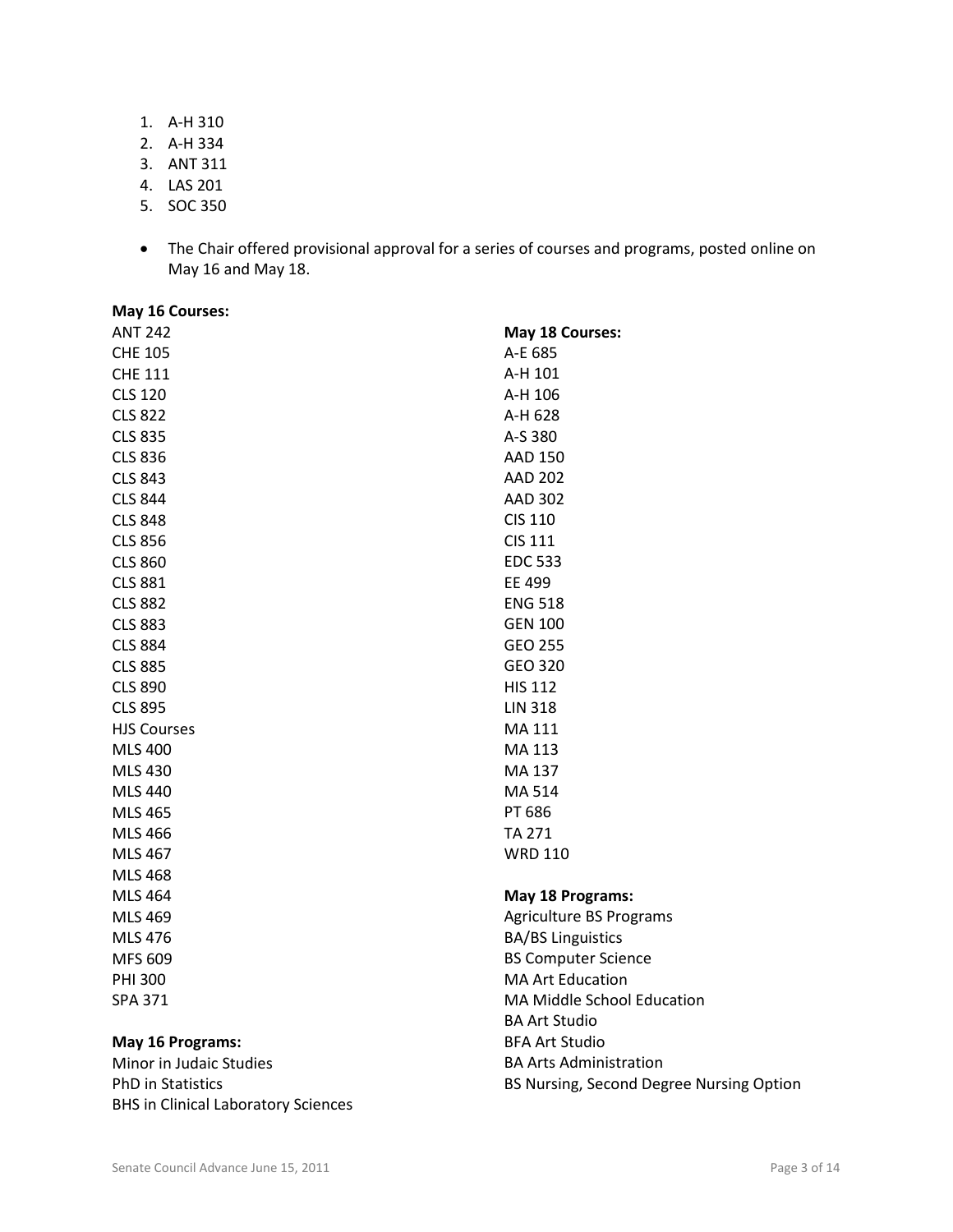1. A-H 310
2. A-H 334
3. ANT 311
4. LAS 201
5. SOC 350

- The Chair offered provisional approval for a series of courses and programs, posted online on May 16 and May 18.

**May 16 Courses:**

ANT 242
CHE 105
CHE 111
CLS 120
CLS 822
CLS 835
CLS 836
CLS 843
CLS 844
CLS 848
CLS 856
CLS 860
CLS 881
CLS 882
CLS 883
CLS 884
CLS 885
CLS 890
CLS 895
HJS Courses
MLS 400
MLS 430
MLS 440
MLS 465
MLS 466
MLS 467
MLS 468
MLS 464
MLS 469
MLS 476
MFS 609
PHI 300
SPA 371

**May 16 Programs:**

Minor in Judaic Studies
PhD in Statistics
BHS in Clinical Laboratory Sciences

**May 18 Courses:**

A-E 685
A-H 101
A-H 106
A-H 628
A-S 380
AAD 150
AAD 202
AAD 302
CIS 110
CIS 111
EDC 533
EE 499
ENG 518
GEN 100
GEO 255
GEO 320
HIS 112
LIN 318
MA 111
MA 113
MA 137
MA 514
PT 686
TA 271
WRD 110

**May 18 Programs:**

Agriculture BS Programs
BA/BS Linguistics
BS Computer Science
MA Art Education
MA Middle School Education
BA Art Studio
BFA Art Studio
BA Arts Administration
BS Nursing, Second Degree Nursing Option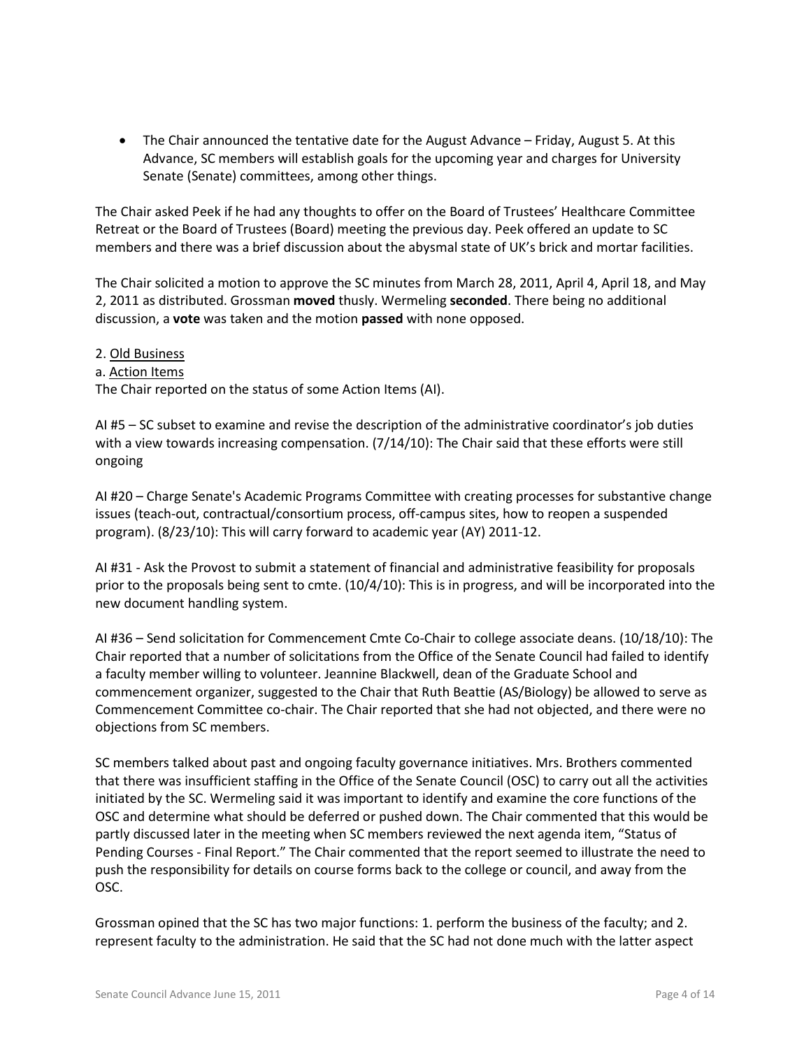- The Chair announced the tentative date for the August Advance – Friday, August 5. At this Advance, SC members will establish goals for the upcoming year and charges for University Senate (Senate) committees, among other things.

The Chair asked Peek if he had any thoughts to offer on the Board of Trustees' Healthcare Committee Retreat or the Board of Trustees (Board) meeting the previous day. Peek offered an update to SC members and there was a brief discussion about the abysmal state of UK's brick and mortar facilities.

The Chair solicited a motion to approve the SC minutes from March 28, 2011, April 4, April 18, and May 2, 2011 as distributed. Grossman **moved** thusly. Wermeling **seconded**. There being no additional discussion, a **vote** was taken and the motion **passed** with none opposed.

2. <u>Old Business</u>

a. <u>Action Items</u>

The Chair reported on the status of some Action Items (AI).

AI #5 – SC subset to examine and revise the description of the administrative coordinator's job duties with a view towards increasing compensation. (7/14/10): The Chair said that these efforts were still ongoing

AI #20 – Charge Senate's Academic Programs Committee with creating processes for substantive change issues (teach-out, contractual/consortium process, off-campus sites, how to reopen a suspended program). (8/23/10): This will carry forward to academic year (AY) 2011-12.

AI #31 - Ask the Provost to submit a statement of financial and administrative feasibility for proposals prior to the proposals being sent to cmte. (10/4/10): This is in progress, and will be incorporated into the new document handling system.

AI #36 – Send solicitation for Commencement Cmte Co-Chair to college associate deans. (10/18/10): The Chair reported that a number of solicitations from the Office of the Senate Council had failed to identify a faculty member willing to volunteer. Jeannine Blackwell, dean of the Graduate School and commencement organizer, suggested to the Chair that Ruth Beattie (AS/Biology) be allowed to serve as Commencement Committee co-chair. The Chair reported that she had not objected, and there were no objections from SC members.

SC members talked about past and ongoing faculty governance initiatives. Mrs. Brothers commented that there was insufficient staffing in the Office of the Senate Council (OSC) to carry out all the activities initiated by the SC. Wermeling said it was important to identify and examine the core functions of the OSC and determine what should be deferred or pushed down. The Chair commented that this would be partly discussed later in the meeting when SC members reviewed the next agenda item, "Status of Pending Courses - Final Report." The Chair commented that the report seemed to illustrate the need to push the responsibility for details on course forms back to the college or council, and away from the OSC.

Grossman opined that the SC has two major functions: 1. perform the business of the faculty; and 2. represent faculty to the administration. He said that the SC had not done much with the latter aspect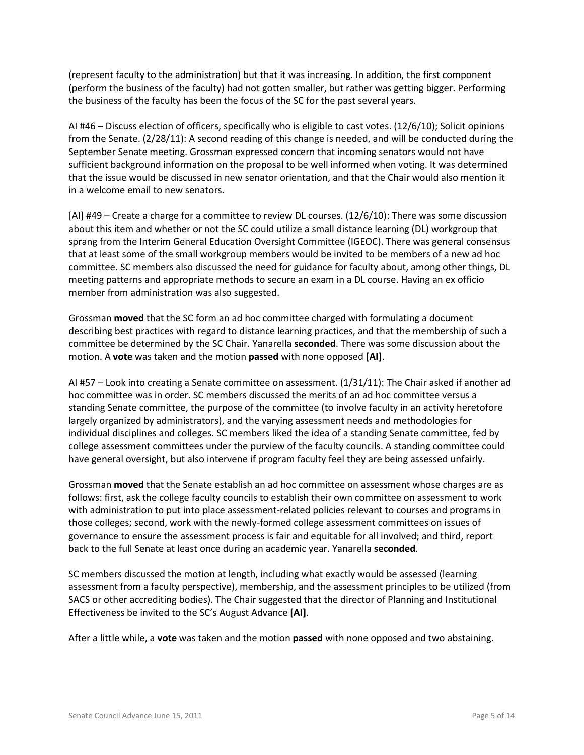(represent faculty to the administration) but that it was increasing. In addition, the first component (perform the business of the faculty) had not gotten smaller, but rather was getting bigger. Performing the business of the faculty has been the focus of the SC for the past several years.

AI #46 – Discuss election of officers, specifically who is eligible to cast votes. (12/6/10); Solicit opinions from the Senate. (2/28/11): A second reading of this change is needed, and will be conducted during the September Senate meeting. Grossman expressed concern that incoming senators would not have sufficient background information on the proposal to be well informed when voting. It was determined that the issue would be discussed in new senator orientation, and that the Chair would also mention it in a welcome email to new senators.

[AI] #49 – Create a charge for a committee to review DL courses. (12/6/10): There was some discussion about this item and whether or not the SC could utilize a small distance learning (DL) workgroup that sprang from the Interim General Education Oversight Committee (IGEOC). There was general consensus that at least some of the small workgroup members would be invited to be members of a new ad hoc committee. SC members also discussed the need for guidance for faculty about, among other things, DL meeting patterns and appropriate methods to secure an exam in a DL course. Having an ex officio member from administration was also suggested.

Grossman **moved** that the SC form an ad hoc committee charged with formulating a document describing best practices with regard to distance learning practices, and that the membership of such a committee be determined by the SC Chair. Yanarella **seconded**. There was some discussion about the motion. A **vote** was taken and the motion **passed** with none opposed **[AI]**.

AI #57 – Look into creating a Senate committee on assessment. (1/31/11): The Chair asked if another ad hoc committee was in order. SC members discussed the merits of an ad hoc committee versus a standing Senate committee, the purpose of the committee (to involve faculty in an activity heretofore largely organized by administrators), and the varying assessment needs and methodologies for individual disciplines and colleges. SC members liked the idea of a standing Senate committee, fed by college assessment committees under the purview of the faculty councils. A standing committee could have general oversight, but also intervene if program faculty feel they are being assessed unfairly.

Grossman **moved** that the Senate establish an ad hoc committee on assessment whose charges are as follows: first, ask the college faculty councils to establish their own committee on assessment to work with administration to put into place assessment-related policies relevant to courses and programs in those colleges; second, work with the newly-formed college assessment committees on issues of governance to ensure the assessment process is fair and equitable for all involved; and third, report back to the full Senate at least once during an academic year. Yanarella **seconded**.

SC members discussed the motion at length, including what exactly would be assessed (learning assessment from a faculty perspective), membership, and the assessment principles to be utilized (from SACS or other accrediting bodies). The Chair suggested that the director of Planning and Institutional Effectiveness be invited to the SC's August Advance **[AI]**.

After a little while, a **vote** was taken and the motion **passed** with none opposed and two abstaining.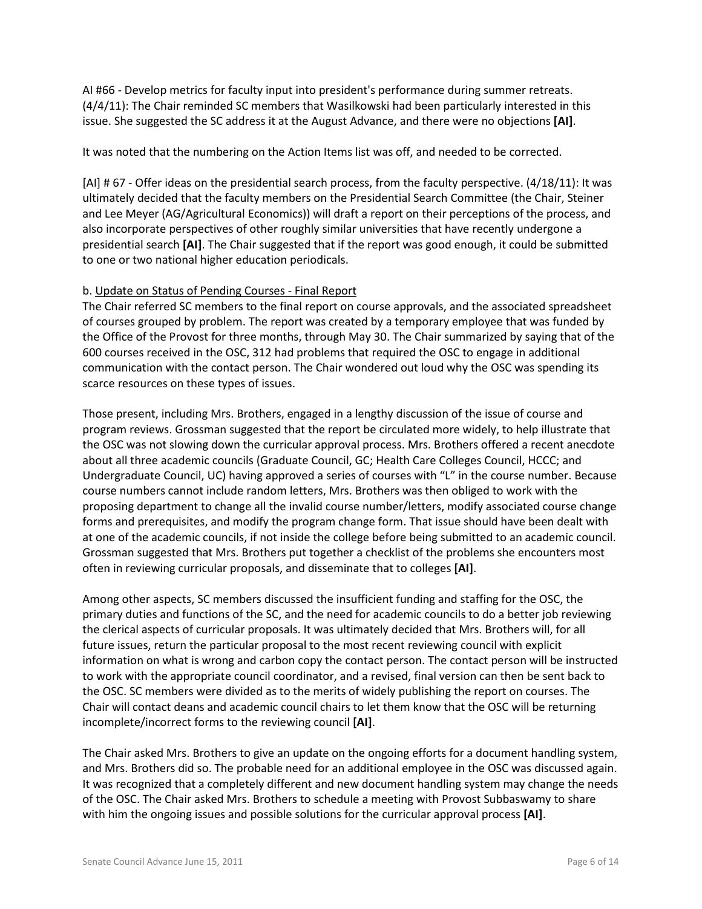AI #66 - Develop metrics for faculty input into president's performance during summer retreats. (4/4/11): The Chair reminded SC members that Wasilkowski had been particularly interested in this issue. She suggested the SC address it at the August Advance, and there were no objections **[AI]**.

It was noted that the numbering on the Action Items list was off, and needed to be corrected.

[AI] # 67 - Offer ideas on the presidential search process, from the faculty perspective. (4/18/11): It was ultimately decided that the faculty members on the Presidential Search Committee (the Chair, Steiner and Lee Meyer (AG/Agricultural Economics)) will draft a report on their perceptions of the process, and also incorporate perspectives of other roughly similar universities that have recently undergone a presidential search **[AI]**. The Chair suggested that if the report was good enough, it could be submitted to one or two national higher education periodicals.

b. Update on Status of Pending Courses - Final Report

The Chair referred SC members to the final report on course approvals, and the associated spreadsheet of courses grouped by problem. The report was created by a temporary employee that was funded by the Office of the Provost for three months, through May 30. The Chair summarized by saying that of the 600 courses received in the OSC, 312 had problems that required the OSC to engage in additional communication with the contact person. The Chair wondered out loud why the OSC was spending its scarce resources on these types of issues.

Those present, including Mrs. Brothers, engaged in a lengthy discussion of the issue of course and program reviews. Grossman suggested that the report be circulated more widely, to help illustrate that the OSC was not slowing down the curricular approval process. Mrs. Brothers offered a recent anecdote about all three academic councils (Graduate Council, GC; Health Care Colleges Council, HCCC; and Undergraduate Council, UC) having approved a series of courses with "L" in the course number. Because course numbers cannot include random letters, Mrs. Brothers was then obliged to work with the proposing department to change all the invalid course number/letters, modify associated course change forms and prerequisites, and modify the program change form. That issue should have been dealt with at one of the academic councils, if not inside the college before being submitted to an academic council. Grossman suggested that Mrs. Brothers put together a checklist of the problems she encounters most often in reviewing curricular proposals, and disseminate that to colleges **[AI]**.

Among other aspects, SC members discussed the insufficient funding and staffing for the OSC, the primary duties and functions of the SC, and the need for academic councils to do a better job reviewing the clerical aspects of curricular proposals. It was ultimately decided that Mrs. Brothers will, for all future issues, return the particular proposal to the most recent reviewing council with explicit information on what is wrong and carbon copy the contact person. The contact person will be instructed to work with the appropriate council coordinator, and a revised, final version can then be sent back to the OSC. SC members were divided as to the merits of widely publishing the report on courses. The Chair will contact deans and academic council chairs to let them know that the OSC will be returning incomplete/incorrect forms to the reviewing council **[AI]**.

The Chair asked Mrs. Brothers to give an update on the ongoing efforts for a document handling system, and Mrs. Brothers did so. The probable need for an additional employee in the OSC was discussed again. It was recognized that a completely different and new document handling system may change the needs of the OSC. The Chair asked Mrs. Brothers to schedule a meeting with Provost Subbaswamy to share with him the ongoing issues and possible solutions for the curricular approval process **[AI]**.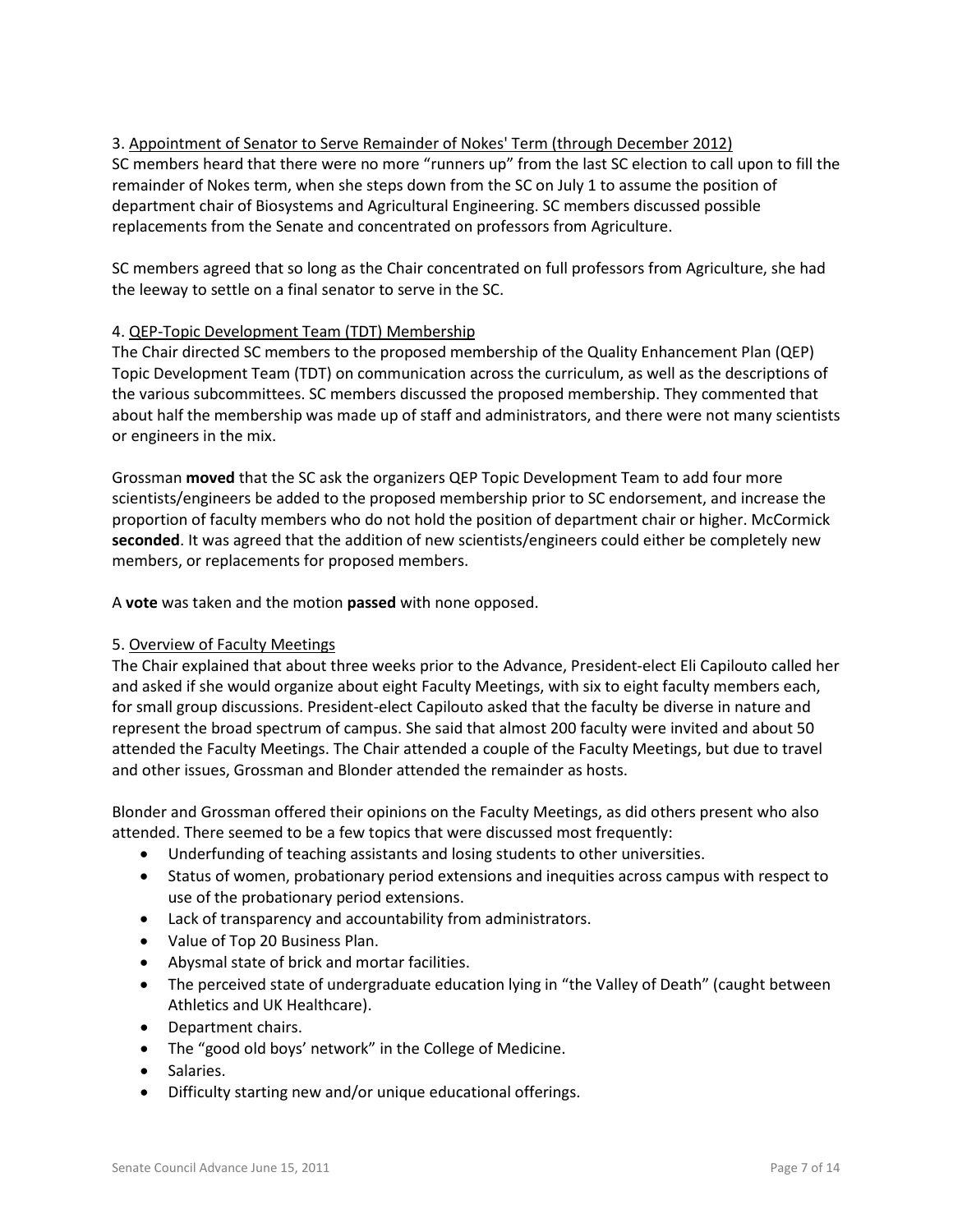3. Appointment of Senator to Serve Remainder of Nokes' Term (through December 2012)

SC members heard that there were no more "runners up" from the last SC election to call upon to fill the remainder of Nokes term, when she steps down from the SC on July 1 to assume the position of department chair of Biosystems and Agricultural Engineering. SC members discussed possible replacements from the Senate and concentrated on professors from Agriculture.

SC members agreed that so long as the Chair concentrated on full professors from Agriculture, she had the leeway to settle on a final senator to serve in the SC.

4. QEP-Topic Development Team (TDT) Membership

The Chair directed SC members to the proposed membership of the Quality Enhancement Plan (QEP) Topic Development Team (TDT) on communication across the curriculum, as well as the descriptions of the various subcommittees. SC members discussed the proposed membership. They commented that about half the membership was made up of staff and administrators, and there were not many scientists or engineers in the mix.

Grossman **moved** that the SC ask the organizers QEP Topic Development Team to add four more scientists/engineers be added to the proposed membership prior to SC endorsement, and increase the proportion of faculty members who do not hold the position of department chair or higher. McCormick **seconded**. It was agreed that the addition of new scientists/engineers could either be completely new members, or replacements for proposed members.

A **vote** was taken and the motion **passed** with none opposed.

5. Overview of Faculty Meetings

The Chair explained that about three weeks prior to the Advance, President-elect Eli Capilouto called her and asked if she would organize about eight Faculty Meetings, with six to eight faculty members each, for small group discussions. President-elect Capilouto asked that the faculty be diverse in nature and represent the broad spectrum of campus. She said that almost 200 faculty were invited and about 50 attended the Faculty Meetings. The Chair attended a couple of the Faculty Meetings, but due to travel and other issues, Grossman and Blonder attended the remainder as hosts.

Blonder and Grossman offered their opinions on the Faculty Meetings, as did others present who also attended. There seemed to be a few topics that were discussed most frequently:

- Underfunding of teaching assistants and losing students to other universities.
- Status of women, probationary period extensions and inequities across campus with respect to use of the probationary period extensions.
- Lack of transparency and accountability from administrators.
- Value of Top 20 Business Plan.
- Abysmal state of brick and mortar facilities.
- The perceived state of undergraduate education lying in "the Valley of Death" (caught between Athletics and UK Healthcare).
- Department chairs.
- The "good old boys' network" in the College of Medicine.
- Salaries.
- Difficulty starting new and/or unique educational offerings.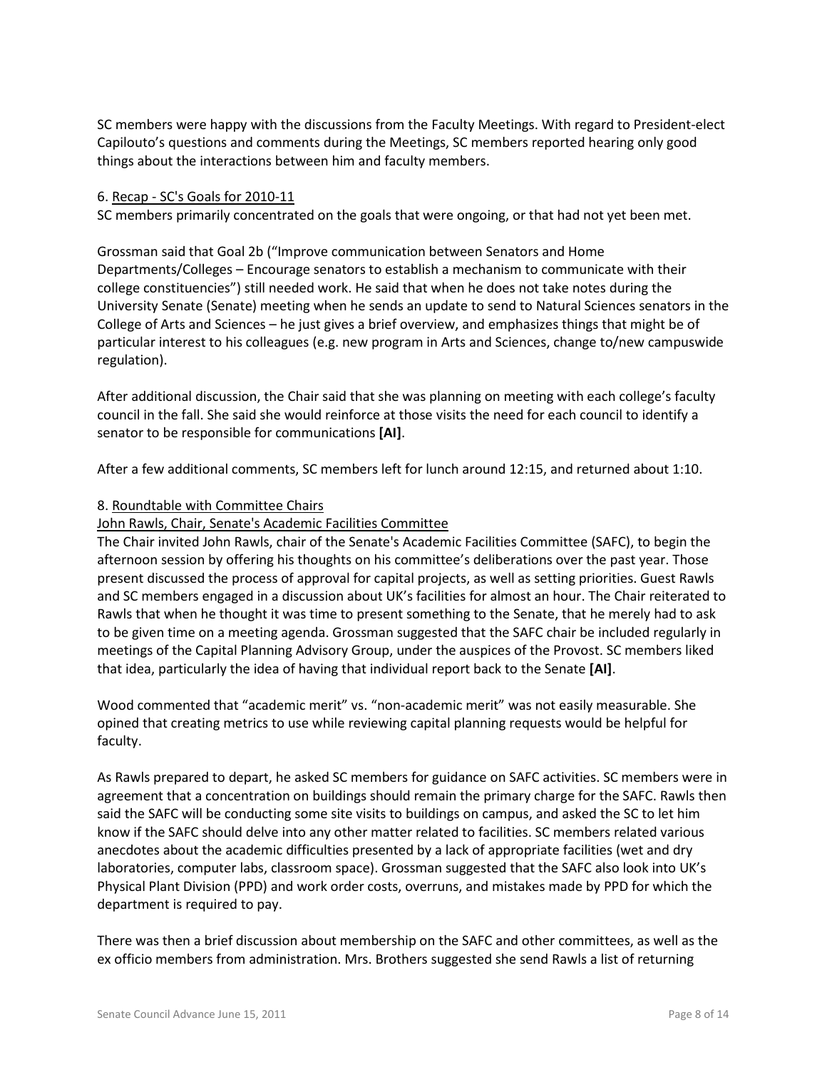SC members were happy with the discussions from the Faculty Meetings. With regard to President-elect Capilouto's questions and comments during the Meetings, SC members reported hearing only good things about the interactions between him and faculty members.

6. Recap - SC's Goals for 2010-11

SC members primarily concentrated on the goals that were ongoing, or that had not yet been met.

Grossman said that Goal 2b ("Improve communication between Senators and Home Departments/Colleges – Encourage senators to establish a mechanism to communicate with their college constituencies") still needed work. He said that when he does not take notes during the University Senate (Senate) meeting when he sends an update to send to Natural Sciences senators in the College of Arts and Sciences – he just gives a brief overview, and emphasizes things that might be of particular interest to his colleagues (e.g. new program in Arts and Sciences, change to/new campuswide regulation).

After additional discussion, the Chair said that she was planning on meeting with each college's faculty council in the fall. She said she would reinforce at those visits the need for each council to identify a senator to be responsible for communications **[AI]**.

After a few additional comments, SC members left for lunch around 12:15, and returned about 1:10.

8. Roundtable with Committee Chairs

John Rawls, Chair, Senate's Academic Facilities Committee

The Chair invited John Rawls, chair of the Senate's Academic Facilities Committee (SAFC), to begin the afternoon session by offering his thoughts on his committee's deliberations over the past year. Those present discussed the process of approval for capital projects, as well as setting priorities. Guest Rawls and SC members engaged in a discussion about UK's facilities for almost an hour. The Chair reiterated to Rawls that when he thought it was time to present something to the Senate, that he merely had to ask to be given time on a meeting agenda. Grossman suggested that the SAFC chair be included regularly in meetings of the Capital Planning Advisory Group, under the auspices of the Provost. SC members liked that idea, particularly the idea of having that individual report back to the Senate **[AI]**.

Wood commented that "academic merit" vs. "non-academic merit" was not easily measurable. She opined that creating metrics to use while reviewing capital planning requests would be helpful for faculty.

As Rawls prepared to depart, he asked SC members for guidance on SAFC activities. SC members were in agreement that a concentration on buildings should remain the primary charge for the SAFC. Rawls then said the SAFC will be conducting some site visits to buildings on campus, and asked the SC to let him know if the SAFC should delve into any other matter related to facilities. SC members related various anecdotes about the academic difficulties presented by a lack of appropriate facilities (wet and dry laboratories, computer labs, classroom space). Grossman suggested that the SAFC also look into UK's Physical Plant Division (PPD) and work order costs, overruns, and mistakes made by PPD for which the department is required to pay.

There was then a brief discussion about membership on the SAFC and other committees, as well as the ex officio members from administration. Mrs. Brothers suggested she send Rawls a list of returning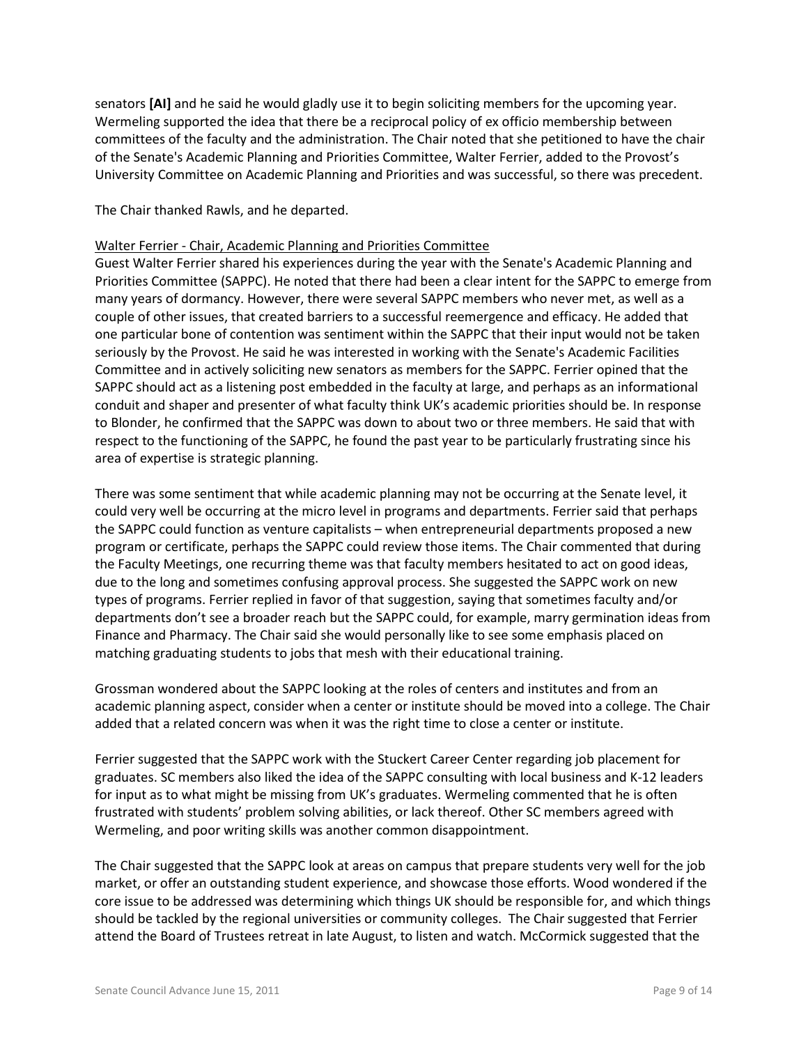senators **[AI]** and he said he would gladly use it to begin soliciting members for the upcoming year. Wermeling supported the idea that there be a reciprocal policy of ex officio membership between committees of the faculty and the administration. The Chair noted that she petitioned to have the chair of the Senate's Academic Planning and Priorities Committee, Walter Ferrier, added to the Provost's University Committee on Academic Planning and Priorities and was successful, so there was precedent.

The Chair thanked Rawls, and he departed.

<u>Walter Ferrier - Chair, Academic Planning and Priorities Committee</u>

Guest Walter Ferrier shared his experiences during the year with the Senate's Academic Planning and Priorities Committee (SAPPC). He noted that there had been a clear intent for the SAPPC to emerge from many years of dormancy. However, there were several SAPPC members who never met, as well as a couple of other issues, that created barriers to a successful reemergence and efficacy. He added that one particular bone of contention was sentiment within the SAPPC that their input would not be taken seriously by the Provost. He said he was interested in working with the Senate's Academic Facilities Committee and in actively soliciting new senators as members for the SAPPC. Ferrier opined that the SAPPC should act as a listening post embedded in the faculty at large, and perhaps as an informational conduit and shaper and presenter of what faculty think UK's academic priorities should be. In response to Blonder, he confirmed that the SAPPC was down to about two or three members. He said that with respect to the functioning of the SAPPC, he found the past year to be particularly frustrating since his area of expertise is strategic planning.

There was some sentiment that while academic planning may not be occurring at the Senate level, it could very well be occurring at the micro level in programs and departments. Ferrier said that perhaps the SAPPC could function as venture capitalists – when entrepreneurial departments proposed a new program or certificate, perhaps the SAPPC could review those items. The Chair commented that during the Faculty Meetings, one recurring theme was that faculty members hesitated to act on good ideas, due to the long and sometimes confusing approval process. She suggested the SAPPC work on new types of programs. Ferrier replied in favor of that suggestion, saying that sometimes faculty and/or departments don't see a broader reach but the SAPPC could, for example, marry germination ideas from Finance and Pharmacy. The Chair said she would personally like to see some emphasis placed on matching graduating students to jobs that mesh with their educational training.

Grossman wondered about the SAPPC looking at the roles of centers and institutes and from an academic planning aspect, consider when a center or institute should be moved into a college. The Chair added that a related concern was when it was the right time to close a center or institute.

Ferrier suggested that the SAPPC work with the Stuckert Career Center regarding job placement for graduates. SC members also liked the idea of the SAPPC consulting with local business and K-12 leaders for input as to what might be missing from UK's graduates. Wermeling commented that he is often frustrated with students' problem solving abilities, or lack thereof. Other SC members agreed with Wermeling, and poor writing skills was another common disappointment.

The Chair suggested that the SAPPC look at areas on campus that prepare students very well for the job market, or offer an outstanding student experience, and showcase those efforts. Wood wondered if the core issue to be addressed was determining which things UK should be responsible for, and which things should be tackled by the regional universities or community colleges. The Chair suggested that Ferrier attend the Board of Trustees retreat in late August, to listen and watch. McCormick suggested that the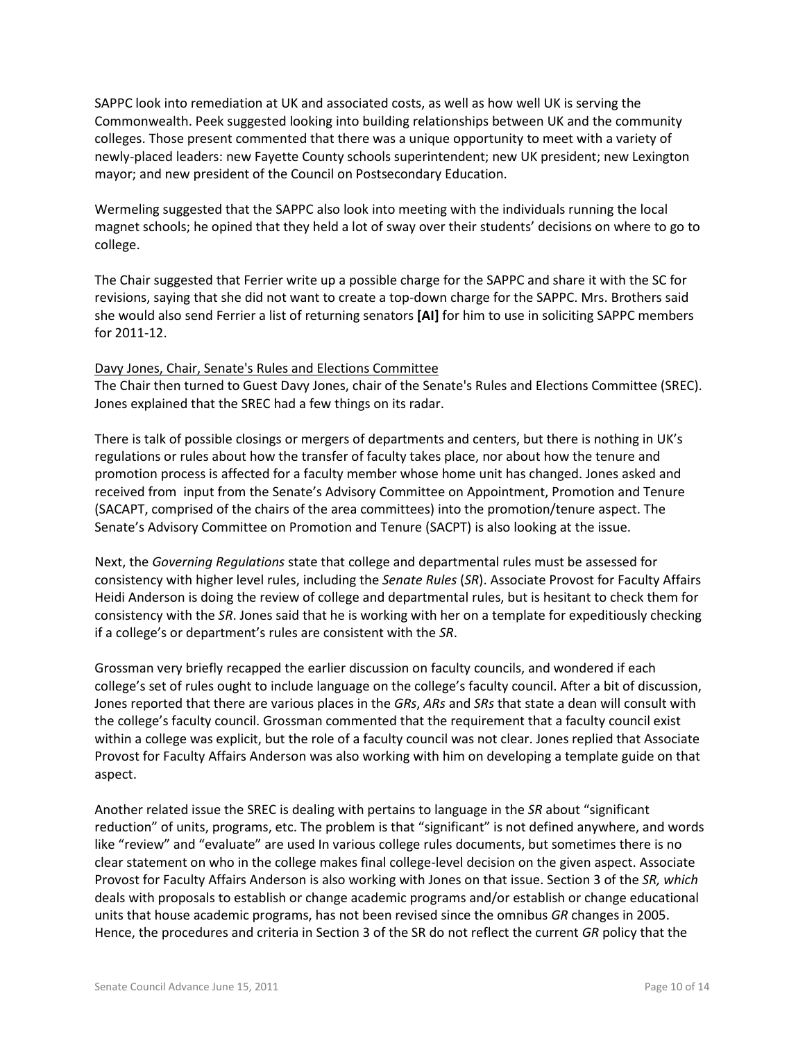SAPPC look into remediation at UK and associated costs, as well as how well UK is serving the Commonwealth. Peek suggested looking into building relationships between UK and the community colleges. Those present commented that there was a unique opportunity to meet with a variety of newly-placed leaders: new Fayette County schools superintendent; new UK president; new Lexington mayor; and new president of the Council on Postsecondary Education.

Wermeling suggested that the SAPPC also look into meeting with the individuals running the local magnet schools; he opined that they held a lot of sway over their students' decisions on where to go to college.

The Chair suggested that Ferrier write up a possible charge for the SAPPC and share it with the SC for revisions, saying that she did not want to create a top-down charge for the SAPPC. Mrs. Brothers said she would also send Ferrier a list of returning senators **[AI]** for him to use in soliciting SAPPC members for 2011-12.

<u>Davy Jones, Chair, Senate's Rules and Elections Committee</u>
The Chair then turned to Guest Davy Jones, chair of the Senate's Rules and Elections Committee (SREC). Jones explained that the SREC had a few things on its radar.

There is talk of possible closings or mergers of departments and centers, but there is nothing in UK's regulations or rules about how the transfer of faculty takes place, nor about how the tenure and promotion process is affected for a faculty member whose home unit has changed. Jones asked and received from input from the Senate's Advisory Committee on Appointment, Promotion and Tenure (SACAPT, comprised of the chairs of the area committees) into the promotion/tenure aspect. The Senate's Advisory Committee on Promotion and Tenure (SACPT) is also looking at the issue.

Next, the *Governing Regulations* state that college and departmental rules must be assessed for consistency with higher level rules, including the *Senate Rules* (*SR*). Associate Provost for Faculty Affairs Heidi Anderson is doing the review of college and departmental rules, but is hesitant to check them for consistency with the *SR*. Jones said that he is working with her on a template for expeditiously checking if a college's or department's rules are consistent with the *SR*.

Grossman very briefly recapped the earlier discussion on faculty councils, and wondered if each college's set of rules ought to include language on the college's faculty council. After a bit of discussion, Jones reported that there are various places in the *GRs*, *ARs* and *SRs* that state a dean will consult with the college's faculty council. Grossman commented that the requirement that a faculty council exist within a college was explicit, but the role of a faculty council was not clear. Jones replied that Associate Provost for Faculty Affairs Anderson was also working with him on developing a template guide on that aspect.

Another related issue the SREC is dealing with pertains to language in the *SR* about "significant reduction" of units, programs, etc. The problem is that "significant" is not defined anywhere, and words like "review" and "evaluate" are used In various college rules documents, but sometimes there is no clear statement on who in the college makes final college-level decision on the given aspect. Associate Provost for Faculty Affairs Anderson is also working with Jones on that issue. Section 3 of the *SR, which* deals with proposals to establish or change academic programs and/or establish or change educational units that house academic programs, has not been revised since the omnibus *GR* changes in 2005. Hence, the procedures and criteria in Section 3 of the SR do not reflect the current *GR* policy that the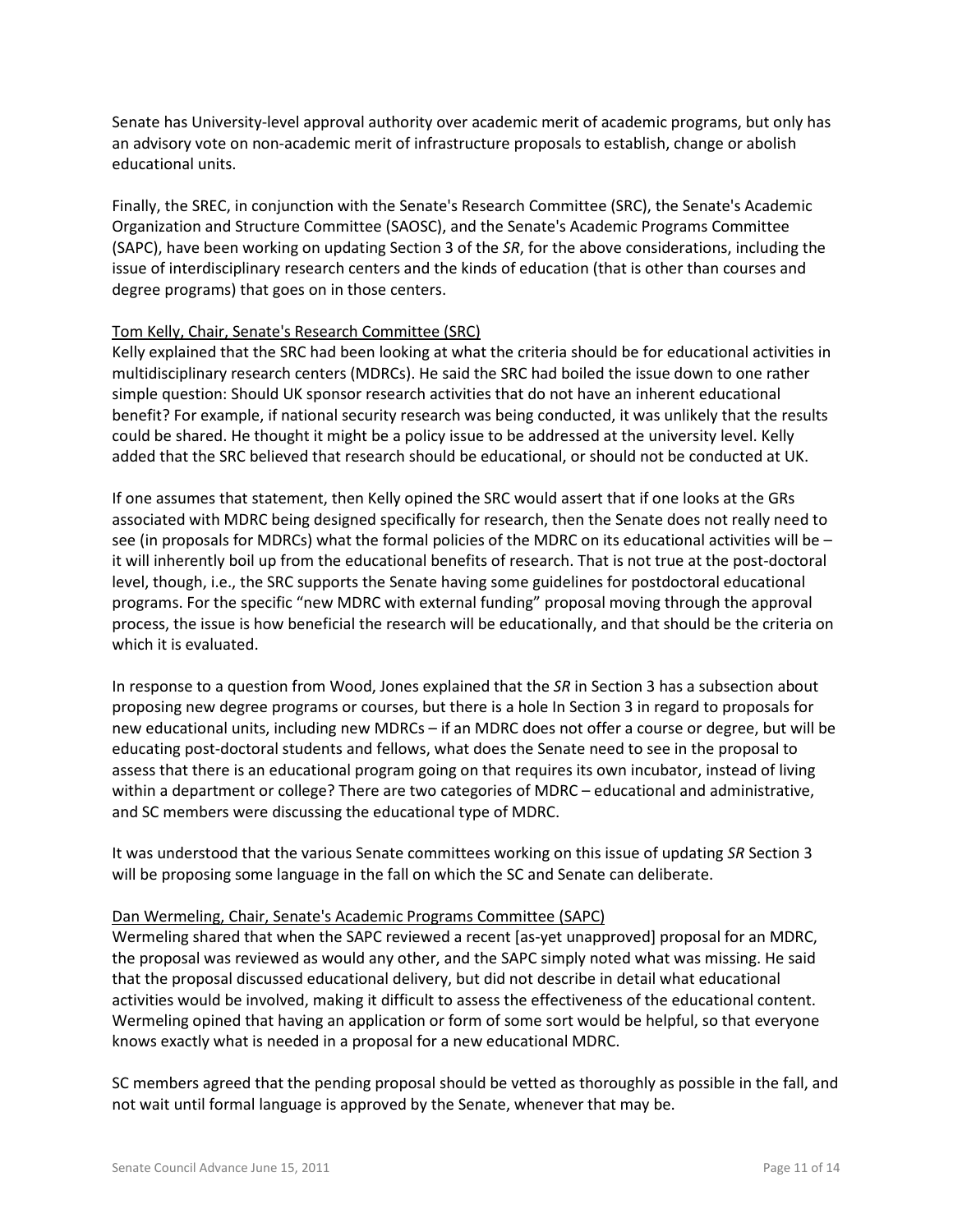Senate has University-level approval authority over academic merit of academic programs, but only has an advisory vote on non-academic merit of infrastructure proposals to establish, change or abolish educational units.

Finally, the SREC, in conjunction with the Senate's Research Committee (SRC), the Senate's Academic Organization and Structure Committee (SAOSC), and the Senate's Academic Programs Committee (SAPC), have been working on updating Section 3 of the *SR*, for the above considerations, including the issue of interdisciplinary research centers and the kinds of education (that is other than courses and degree programs) that goes on in those centers.

Tom Kelly, Chair, Senate's Research Committee (SRC)

Kelly explained that the SRC had been looking at what the criteria should be for educational activities in multidisciplinary research centers (MDRCs). He said the SRC had boiled the issue down to one rather simple question: Should UK sponsor research activities that do not have an inherent educational benefit? For example, if national security research was being conducted, it was unlikely that the results could be shared. He thought it might be a policy issue to be addressed at the university level. Kelly added that the SRC believed that research should be educational, or should not be conducted at UK.

If one assumes that statement, then Kelly opined the SRC would assert that if one looks at the GRs associated with MDRC being designed specifically for research, then the Senate does not really need to see (in proposals for MDRCs) what the formal policies of the MDRC on its educational activities will be – it will inherently boil up from the educational benefits of research. That is not true at the post-doctoral level, though, i.e., the SRC supports the Senate having some guidelines for postdoctoral educational programs. For the specific "new MDRC with external funding" proposal moving through the approval process, the issue is how beneficial the research will be educationally, and that should be the criteria on which it is evaluated.

In response to a question from Wood, Jones explained that the *SR* in Section 3 has a subsection about proposing new degree programs or courses, but there is a hole In Section 3 in regard to proposals for new educational units, including new MDRCs – if an MDRC does not offer a course or degree, but will be educating post-doctoral students and fellows, what does the Senate need to see in the proposal to assess that there is an educational program going on that requires its own incubator, instead of living within a department or college? There are two categories of MDRC – educational and administrative, and SC members were discussing the educational type of MDRC.

It was understood that the various Senate committees working on this issue of updating *SR* Section 3 will be proposing some language in the fall on which the SC and Senate can deliberate.

Dan Wermeling, Chair, Senate's Academic Programs Committee (SAPC)

Wermeling shared that when the SAPC reviewed a recent [as-yet unapproved] proposal for an MDRC, the proposal was reviewed as would any other, and the SAPC simply noted what was missing. He said that the proposal discussed educational delivery, but did not describe in detail what educational activities would be involved, making it difficult to assess the effectiveness of the educational content. Wermeling opined that having an application or form of some sort would be helpful, so that everyone knows exactly what is needed in a proposal for a new educational MDRC.

SC members agreed that the pending proposal should be vetted as thoroughly as possible in the fall, and not wait until formal language is approved by the Senate, whenever that may be.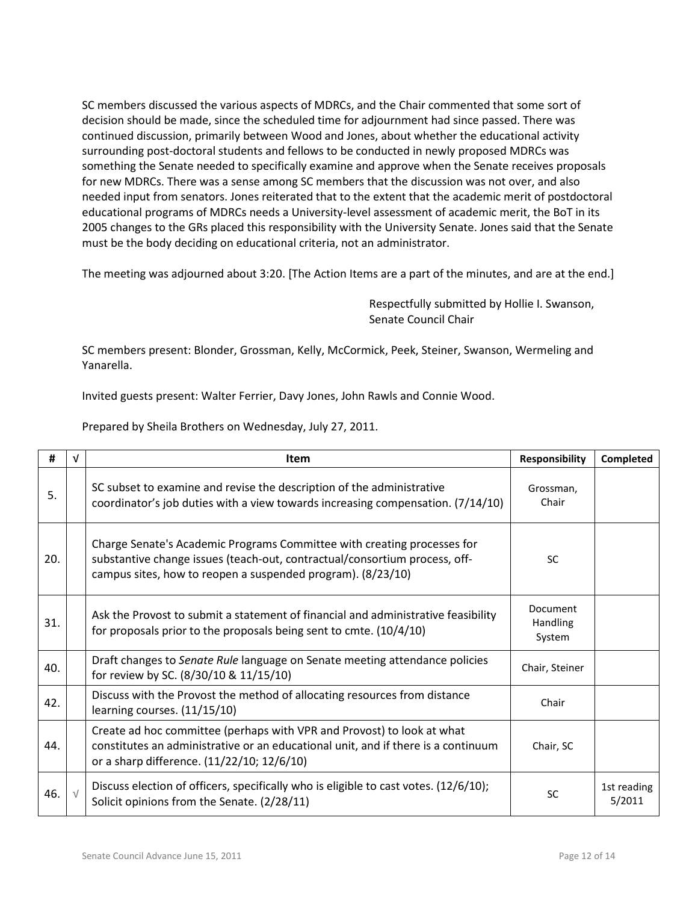SC members discussed the various aspects of MDRCs, and the Chair commented that some sort of decision should be made, since the scheduled time for adjournment had since passed. There was continued discussion, primarily between Wood and Jones, about whether the educational activity surrounding post-doctoral students and fellows to be conducted in newly proposed MDRCs was something the Senate needed to specifically examine and approve when the Senate receives proposals for new MDRCs. There was a sense among SC members that the discussion was not over, and also needed input from senators. Jones reiterated that to the extent that the academic merit of postdoctoral educational programs of MDRCs needs a University-level assessment of academic merit, the BoT in its 2005 changes to the GRs placed this responsibility with the University Senate. Jones said that the Senate must be the body deciding on educational criteria, not an administrator.

The meeting was adjourned about 3:20. [The Action Items are a part of the minutes, and are at the end.]

Respectfully submitted by Hollie I. Swanson,
Senate Council Chair

SC members present: Blonder, Grossman, Kelly, McCormick, Peek, Steiner, Swanson, Wermeling and Yanarella.

Invited guests present: Walter Ferrier, Davy Jones, John Rawls and Connie Wood.

Prepared by Sheila Brothers on Wednesday, July 27, 2011.

| # | √ | Item | Responsibility | Completed |
|---|---|---|---|---|
| 5. | | SC subset to examine and revise the description of the administrative coordinator's job duties with a view towards increasing compensation. (7/14/10) | Grossman, Chair | |
| 20. | | Charge Senate's Academic Programs Committee with creating processes for substantive change issues (teach-out, contractual/consortium process, off-campus sites, how to reopen a suspended program). (8/23/10) | SC | |
| 31. | | Ask the Provost to submit a statement of financial and administrative feasibility for proposals prior to the proposals being sent to cmte. (10/4/10) | Document Handling System | |
| 40. | | Draft changes to *Senate Rule* language on Senate meeting attendance policies for review by SC. (8/30/10 & 11/15/10) | Chair, Steiner | |
| 42. | | Discuss with the Provost the method of allocating resources from distance learning courses. (11/15/10) | Chair | |
| 44. | | Create ad hoc committee (perhaps with VPR and Provost) to look at what constitutes an administrative or an educational unit, and if there is a continuum or a sharp difference. (11/22/10; 12/6/10) | Chair, SC | |
| 46. | √ | Discuss election of officers, specifically who is eligible to cast votes. (12/6/10); Solicit opinions from the Senate. (2/28/11) | SC | 1st reading 5/2011 |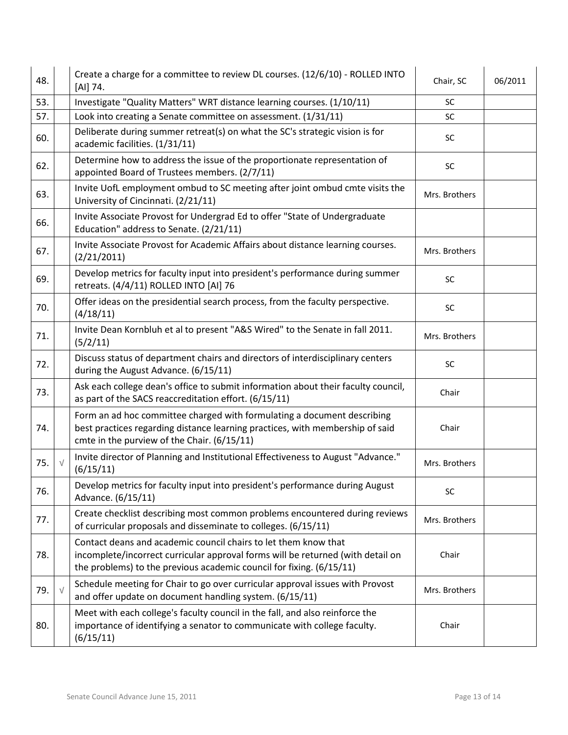| | | | | |
|---|---|---|---|---|
| 48. | | Create a charge for a committee to review DL courses. (12/6/10) - ROLLED INTO [AI] 74. | Chair, SC | 06/2011 |
| 53. | | Investigate "Quality Matters" WRT distance learning courses. (1/10/11) | SC | |
| 57. | | Look into creating a Senate committee on assessment. (1/31/11) | SC | |
| 60. | | Deliberate during summer retreat(s) on what the SC's strategic vision is for academic facilities. (1/31/11) | SC | |
| 62. | | Determine how to address the issue of the proportionate representation of appointed Board of Trustees members. (2/7/11) | SC | |
| 63. | | Invite UofL employment ombud to SC meeting after joint ombud cmte visits the University of Cincinnati. (2/21/11) | Mrs. Brothers | |
| 66. | | Invite Associate Provost for Undergrad Ed to offer "State of Undergraduate Education" address to Senate. (2/21/11) | | |
| 67. | | Invite Associate Provost for Academic Affairs about distance learning courses. (2/21/2011) | Mrs. Brothers | |
| 69. | | Develop metrics for faculty input into president's performance during summer retreats. (4/4/11) ROLLED INTO [AI] 76 | SC | |
| 70. | | Offer ideas on the presidential search process, from the faculty perspective. (4/18/11) | SC | |
| 71. | | Invite Dean Kornbluh et al to present "A&S Wired" to the Senate in fall 2011. (5/2/11) | Mrs. Brothers | |
| 72. | | Discuss status of department chairs and directors of interdisciplinary centers during the August Advance. (6/15/11) | SC | |
| 73. | | Ask each college dean's office to submit information about their faculty council, as part of the SACS reaccreditation effort. (6/15/11) | Chair | |
| 74. | | Form an ad hoc committee charged with formulating a document describing best practices regarding distance learning practices, with membership of said cmte in the purview of the Chair. (6/15/11) | Chair | |
| 75. | √ | Invite director of Planning and Institutional Effectiveness to August "Advance." (6/15/11) | Mrs. Brothers | |
| 76. | | Develop metrics for faculty input into president's performance during August Advance. (6/15/11) | SC | |
| 77. | | Create checklist describing most common problems encountered during reviews of curricular proposals and disseminate to colleges. (6/15/11) | Mrs. Brothers | |
| 78. | | Contact deans and academic council chairs to let them know that incomplete/incorrect curricular approval forms will be returned (with detail on the problems) to the previous academic council for fixing. (6/15/11) | Chair | |
| 79. | √ | Schedule meeting for Chair to go over curricular approval issues with Provost and offer update on document handling system. (6/15/11) | Mrs. Brothers | |
| 80. | | Meet with each college's faculty council in the fall, and also reinforce the importance of identifying a senator to communicate with college faculty. (6/15/11) | Chair | |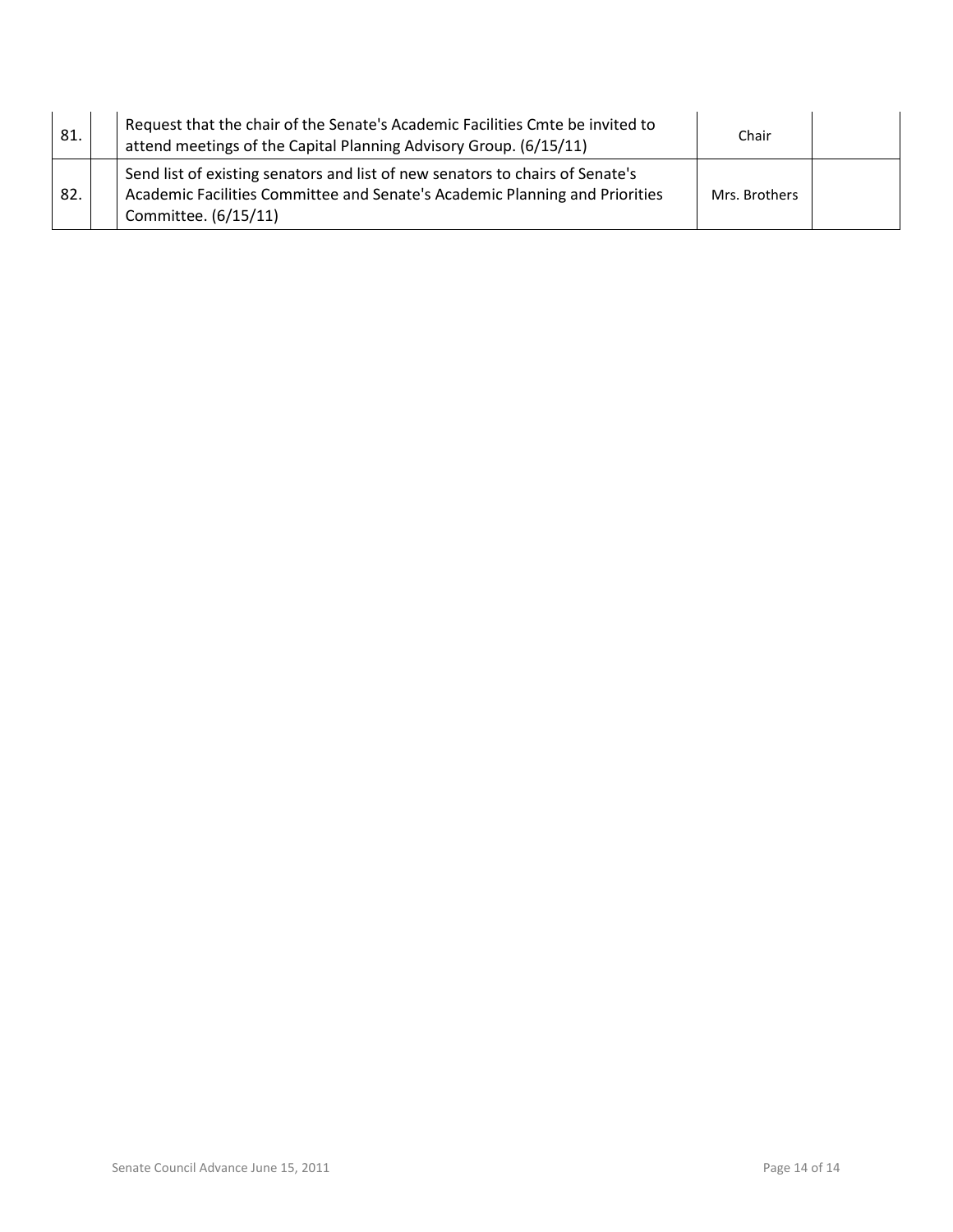| | | | | |
|---|---|---|---|---|
| 81. | | Request that the chair of the Senate's Academic Facilities Cmte be invited to attend meetings of the Capital Planning Advisory Group. (6/15/11) | Chair | |
| 82. | | Send list of existing senators and list of new senators to chairs of Senate's Academic Facilities Committee and Senate's Academic Planning and Priorities Committee. (6/15/11) | Mrs. Brothers | |